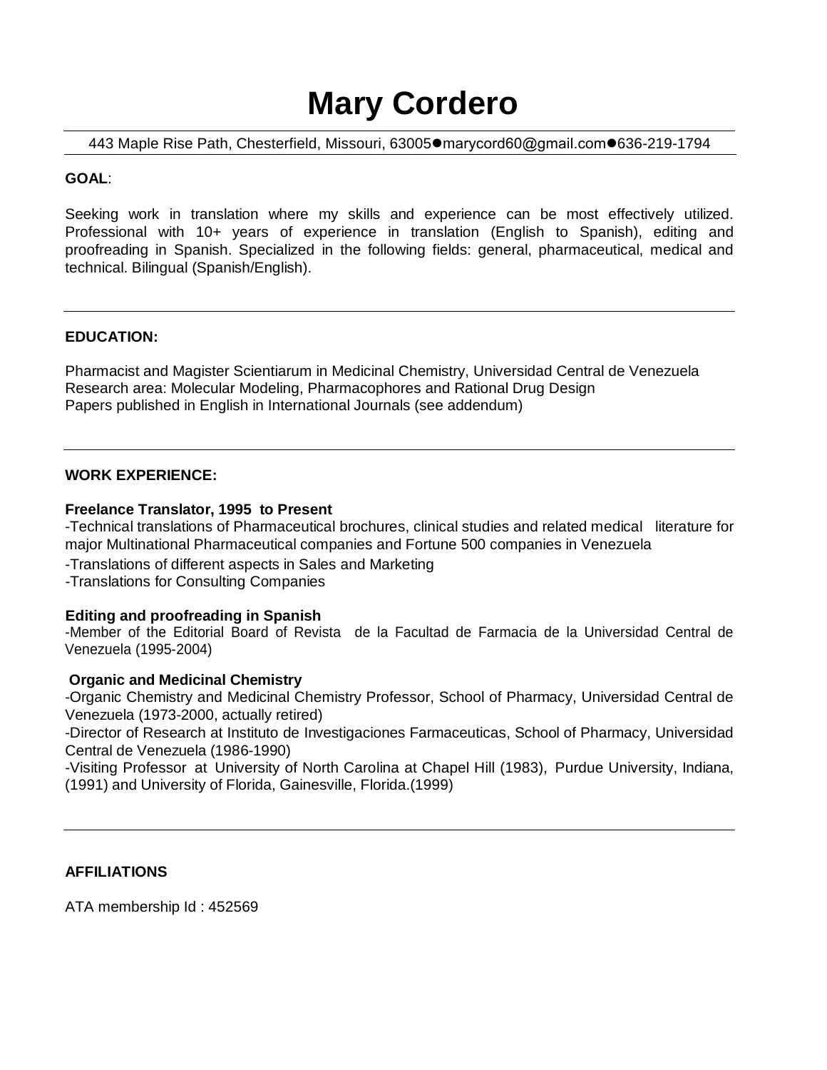# Mary Cordero

443 Maple Rise Path, Chesterfield, Missouri, 63005●marycord60@gmail.com●636-219-1794

**GOAL**:

Seeking work in translation where my skills and experience can be most effectively utilized. Professional with 10+ years of experience in translation (English to Spanish), editing and proofreading in Spanish. Specialized in the following fields: general, pharmaceutical, medical and technical. Bilingual (Spanish/English).

---

**EDUCATION:**

Pharmacist and Magister Scientiarum in Medicinal Chemistry, Universidad Central de Venezuela
Research area: Molecular Modeling, Pharmacophores and Rational Drug Design
Papers published in English in International Journals (see addendum)

---

**WORK EXPERIENCE:**

**Freelance Translator, 1995 to Present**
-Technical translations of Pharmaceutical brochures, clinical studies and related medical literature for major Multinational Pharmaceutical companies and Fortune 500 companies in Venezuela
-Translations of different aspects in Sales and Marketing
-Translations for Consulting Companies

**Editing and proofreading in Spanish**
-Member of the Editorial Board of Revista de la Facultad de Farmacia de la Universidad Central de Venezuela (1995-2004)

**Organic and Medicinal Chemistry**
-Organic Chemistry and Medicinal Chemistry Professor, School of Pharmacy, Universidad Central de Venezuela (1973-2000, actually retired)
-Director of Research at Instituto de Investigaciones Farmaceuticas, School of Pharmacy, Universidad Central de Venezuela (1986-1990)
-Visiting Professor at University of North Carolina at Chapel Hill (1983), Purdue University, Indiana, (1991) and University of Florida, Gainesville, Florida.(1999)

---

**AFFILIATIONS**

ATA membership Id : 452569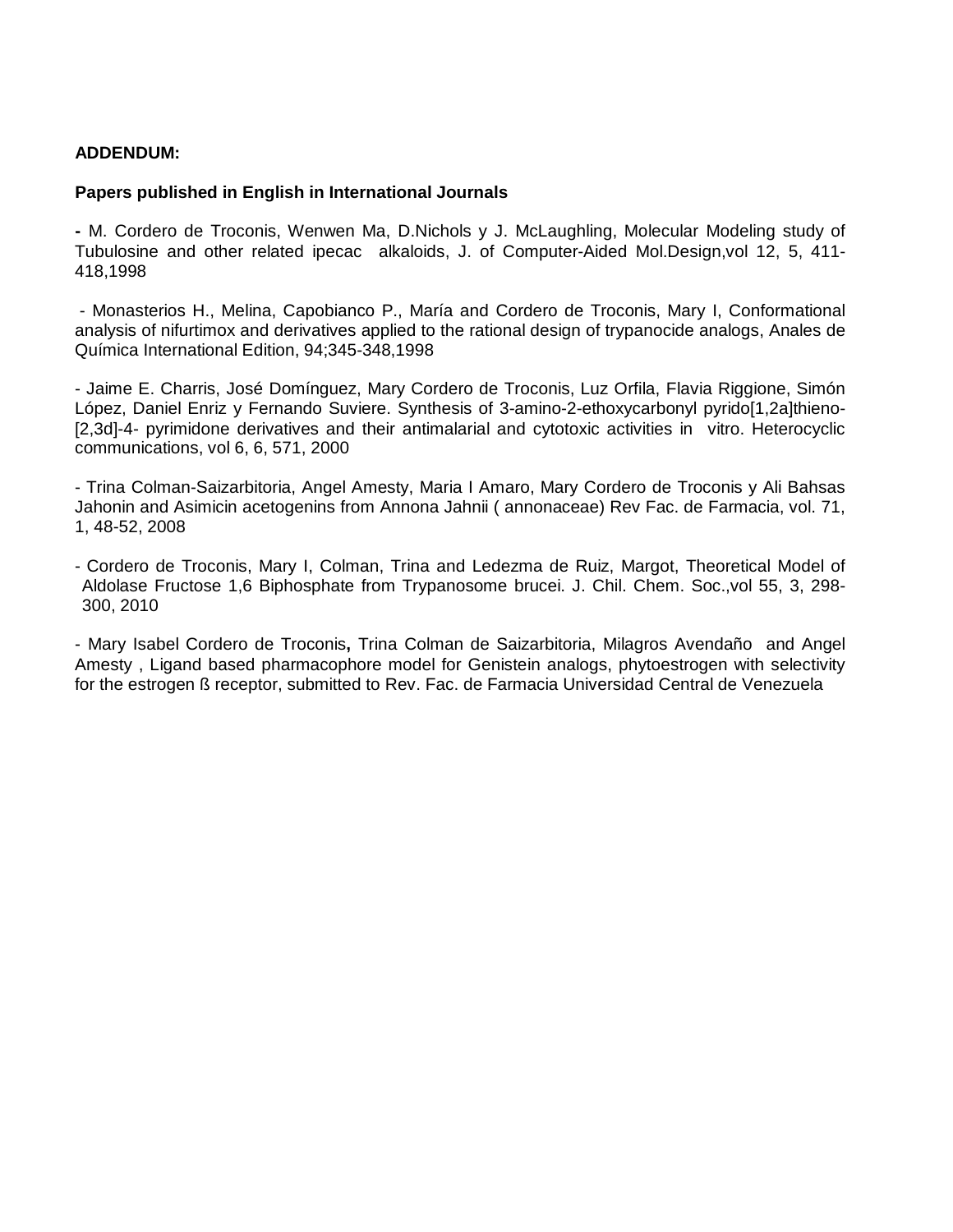**ADDENDUM:**

**Papers published in English in International Journals**

**-** M. Cordero de Troconis, Wenwen Ma, D.Nichols y J. McLaughling, Molecular Modeling study of Tubulosine and other related ipecac alkaloids, J. of Computer-Aided Mol.Design,vol 12, 5, 411-418,1998

- Monasterios H., Melina, Capobianco P., María and Cordero de Troconis, Mary I, Conformational analysis of nifurtimox and derivatives applied to the rational design of trypanocide analogs, Anales de Química International Edition, 94;345-348,1998

- Jaime E. Charris, José Domínguez, Mary Cordero de Troconis, Luz Orfila, Flavia Riggione, Simón López, Daniel Enriz y Fernando Suviere. Synthesis of 3-amino-2-ethoxycarbonyl pyrido[1,2a]thieno-[2,3d]-4- pyrimidone derivatives and their antimalarial and cytotoxic activities in vitro. Heterocyclic communications, vol 6, 6, 571, 2000

- Trina Colman-Saizarbitoria, Angel Amesty, Maria I Amaro, Mary Cordero de Troconis y Ali Bahsas Jahonin and Asimicin acetogenins from Annona Jahnii ( annonaceae) Rev Fac. de Farmacia, vol. 71, 1, 48-52, 2008

- Cordero de Troconis, Mary I, Colman, Trina and Ledezma de Ruiz, Margot, Theoretical Model of Aldolase Fructose 1,6 Biphosphate from Trypanosome brucei. J. Chil. Chem. Soc.,vol 55, 3, 298-300, 2010

- Mary Isabel Cordero de Troconis**,** Trina Colman de Saizarbitoria, Milagros Avendaño and Angel Amesty , Ligand based pharmacophore model for Genistein analogs, phytoestrogen with selectivity for the estrogen ß receptor, submitted to Rev. Fac. de Farmacia Universidad Central de Venezuela